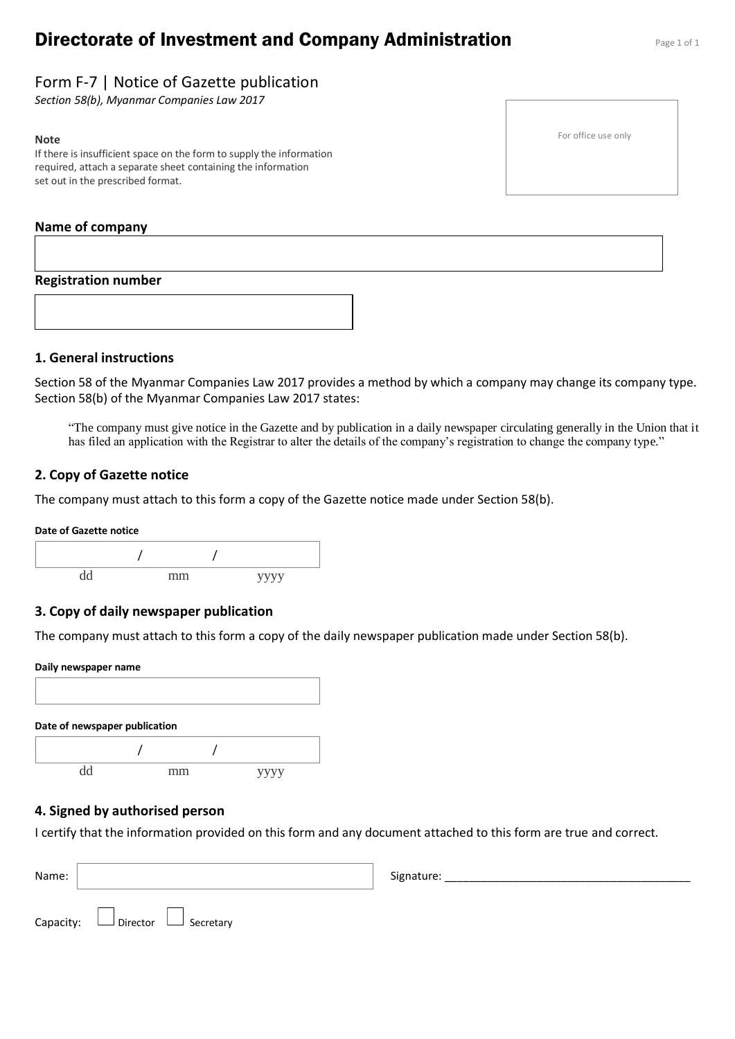# Directorate of Investment and Company Administration

## Form F-7 | Notice of Gazette publication

*Section 58(b), Myanmar Companies Law 2017*

**Note**
If there is insufficient space on the form to supply the information required, attach a separate sheet containing the information set out in the prescribed format.

For office use only

**Name of company**

**Registration number**

### 1. General instructions

Section 58 of the Myanmar Companies Law 2017 provides a method by which a company may change its company type. Section 58(b) of the Myanmar Companies Law 2017 states:

> "The company must give notice in the Gazette and by publication in a daily newspaper circulating generally in the Union that it has filed an application with the Registrar to alter the details of the company's registration to change the company type."

### 2. Copy of Gazette notice

The company must attach to this form a copy of the Gazette notice made under Section 58(b).

**Date of Gazette notice**

/ /
dd mm yyyy

### 3. Copy of daily newspaper publication

The company must attach to this form a copy of the daily newspaper publication made under Section 58(b).

**Daily newspaper name**

**Date of newspaper publication**

/ /
dd mm yyyy

### 4. Signed by authorised person

I certify that the information provided on this form and any document attached to this form are true and correct.

Name: Signature: ______________________________________

Capacity: ☐ Director ☐ Secretary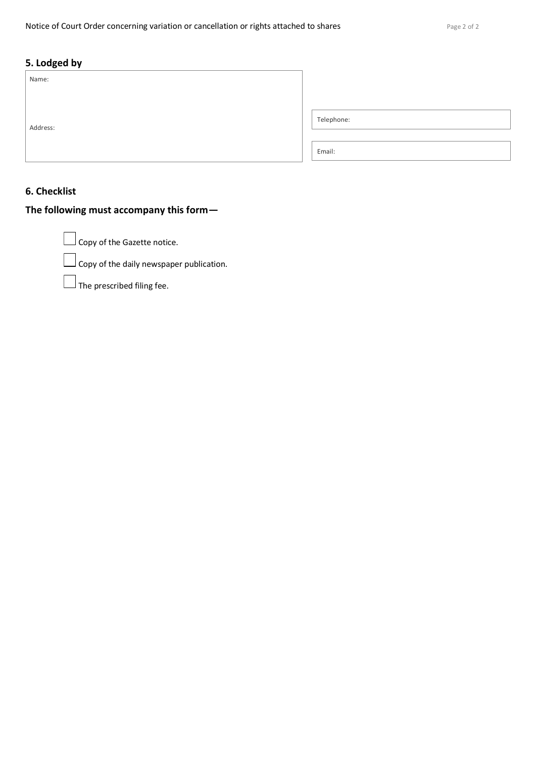## 5. Lodged by

Name:

Address:

Telephone:

Email:

## 6. Checklist

## The following must accompany this form—

- ☐ Copy of the Gazette notice.
- ☐ Copy of the daily newspaper publication.
- ☐ The prescribed filing fee.